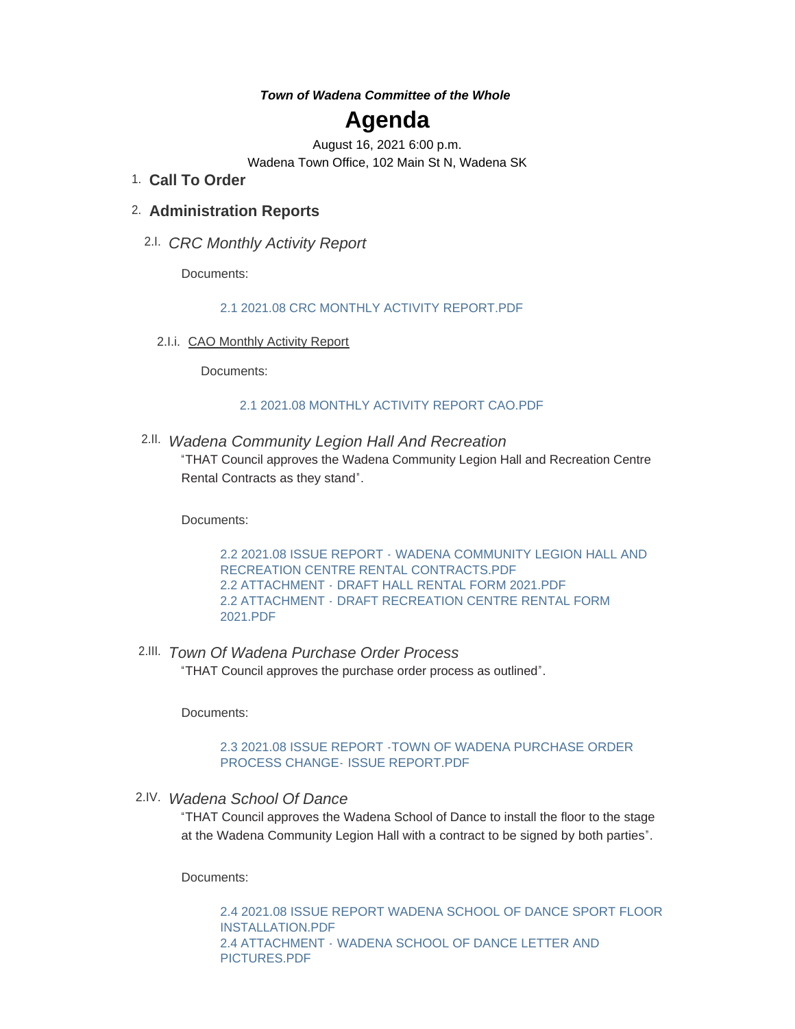***Town of Wadena Committee of the Whole***

# Agenda

August 16, 2021 6:00 p.m.

Wadena Town Office, 102 Main St N, Wadena SK

1. **Call To Order**

2. **Administration Reports**

2.I. *CRC Monthly Activity Report*

Documents:

2.1 2021.08 CRC MONTHLY ACTIVITY REPORT.PDF

2.I.i. CAO Monthly Activity Report

Documents:

2.1 2021.08 MONTHLY ACTIVITY REPORT CAO.PDF

2.II. *Wadena Community Legion Hall And Recreation*

"THAT Council approves the Wadena Community Legion Hall and Recreation Centre Rental Contracts as they stand".

Documents:

2.2 2021.08 ISSUE REPORT - WADENA COMMUNITY LEGION HALL AND RECREATION CENTRE RENTAL CONTRACTS.PDF
2.2 ATTACHMENT - DRAFT HALL RENTAL FORM 2021.PDF
2.2 ATTACHMENT - DRAFT RECREATION CENTRE RENTAL FORM 2021.PDF

2.III. *Town Of Wadena Purchase Order Process*

"THAT Council approves the purchase order process as outlined".

Documents:

2.3 2021.08 ISSUE REPORT -TOWN OF WADENA PURCHASE ORDER PROCESS CHANGE- ISSUE REPORT.PDF

2.IV. *Wadena School Of Dance*

"THAT Council approves the Wadena School of Dance to install the floor to the stage at the Wadena Community Legion Hall with a contract to be signed by both parties".

Documents:

2.4 2021.08 ISSUE REPORT WADENA SCHOOL OF DANCE SPORT FLOOR INSTALLATION.PDF
2.4 ATTACHMENT - WADENA SCHOOL OF DANCE LETTER AND PICTURES.PDF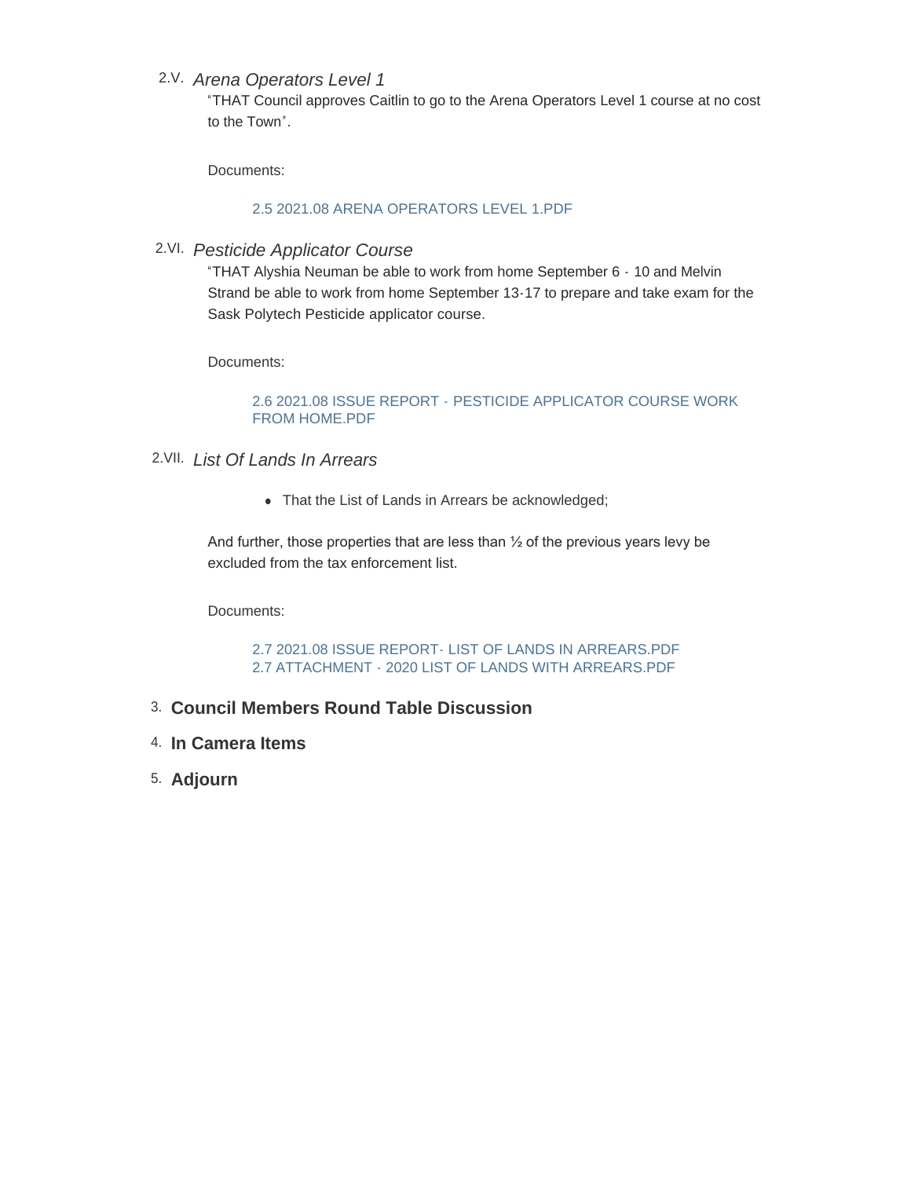### 2.V. *Arena Operators Level 1*

"THAT Council approves Caitlin to go to the Arena Operators Level 1 course at no cost to the Town".

Documents:

2.5 2021.08 ARENA OPERATORS LEVEL 1.PDF

### 2.VI. *Pesticide Applicator Course*

"THAT Alyshia Neuman be able to work from home September 6 - 10 and Melvin Strand be able to work from home September 13-17 to prepare and take exam for the Sask Polytech Pesticide applicator course.

Documents:

2.6 2021.08 ISSUE REPORT - PESTICIDE APPLICATOR COURSE WORK FROM HOME.PDF

### 2.VII. *List Of Lands In Arrears*

- That the List of Lands in Arrears be acknowledged;

And further, those properties that are less than ½ of the previous years levy be excluded from the tax enforcement list.

Documents:

2.7 2021.08 ISSUE REPORT- LIST OF LANDS IN ARREARS.PDF
2.7 ATTACHMENT - 2020 LIST OF LANDS WITH ARREARS.PDF

## 3. **Council Members Round Table Discussion**

## 4. **In Camera Items**

## 5. **Adjourn**